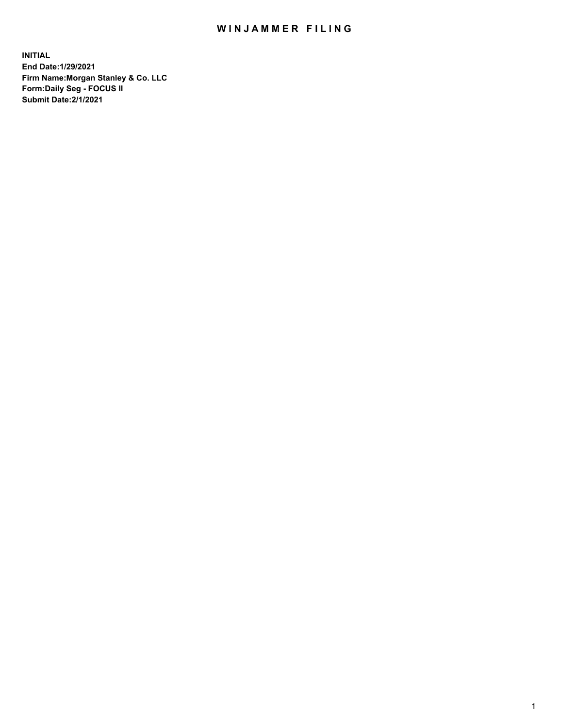# WINJAMMER FILING

**INITIAL**
**End Date:1/29/2021**
**Firm Name:Morgan Stanley & Co. LLC**
**Form:Daily Seg - FOCUS II**
**Submit Date:2/1/2021**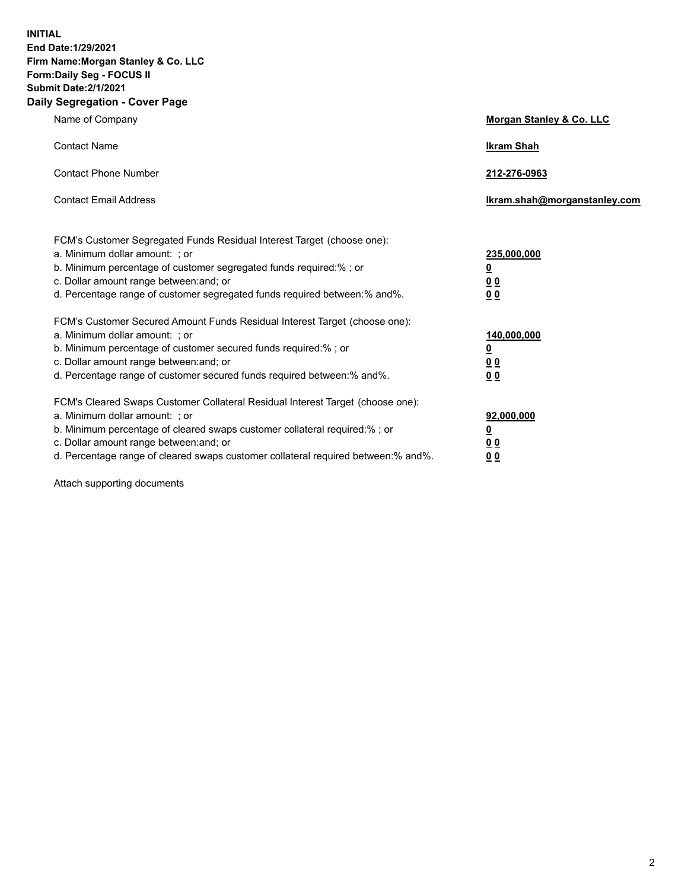**INITIAL**
**End Date:1/29/2021**
**Firm Name:Morgan Stanley & Co. LLC**
**Form:Daily Seg - FOCUS II**
**Submit Date:2/1/2021**

## Daily Segregation - Cover Page

| | |
|---|---|
| Name of Company | **Morgan Stanley & Co. LLC** |
| Contact Name | **Ikram Shah** |
| Contact Phone Number | **212-276-0963** |
| Contact Email Address | **Ikram.shah@morganstanley.com** |

| | |
|---|---|
| FCM's Customer Segregated Funds Residual Interest Target (choose one): | |
| a. Minimum dollar amount: ; or | **235,000,000** |
| b. Minimum percentage of customer segregated funds required:% ; or | **0** |
| c. Dollar amount range between:and; or | **0 0** |
| d. Percentage range of customer segregated funds required between:% and%. | **0 0** |
| FCM's Customer Secured Amount Funds Residual Interest Target (choose one): | |
| a. Minimum dollar amount: ; or | **140,000,000** |
| b. Minimum percentage of customer secured funds required:% ; or | **0** |
| c. Dollar amount range between:and; or | **0 0** |
| d. Percentage range of customer secured funds required between:% and%. | **0 0** |
| FCM's Cleared Swaps Customer Collateral Residual Interest Target (choose one): | |
| a. Minimum dollar amount: ; or | **92,000,000** |
| b. Minimum percentage of cleared swaps customer collateral required:% ; or | **0** |
| c. Dollar amount range between:and; or | **0 0** |
| d. Percentage range of cleared swaps customer collateral required between:% and%. | **0 0** |

Attach supporting documents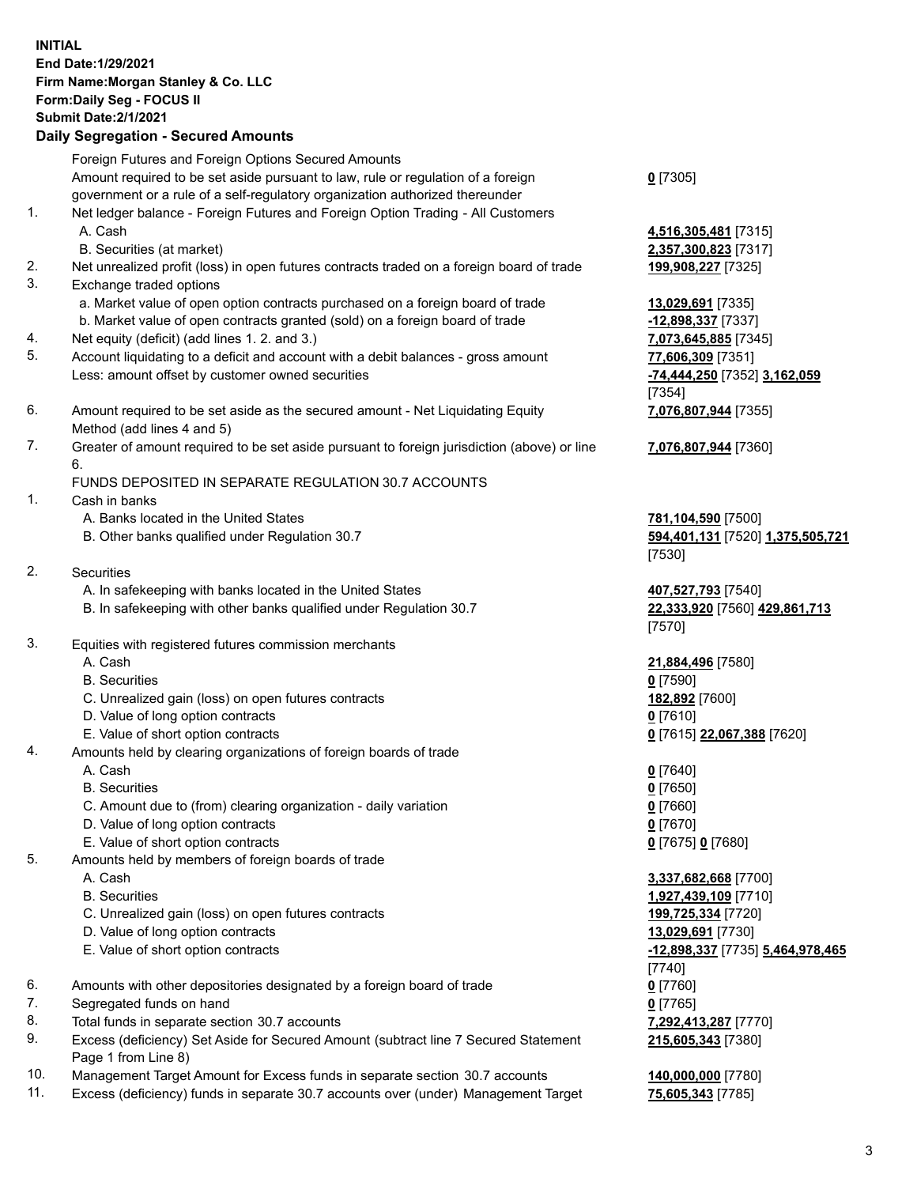**INITIAL**
**End Date:1/29/2021**
**Firm Name:Morgan Stanley & Co. LLC**
**Form:Daily Seg - FOCUS II**
**Submit Date:2/1/2021**

## Daily Segregation - Secured Amounts

| | | |
|---|---|---|
| | Foreign Futures and Foreign Options Secured Amounts | |
| | Amount required to be set aside pursuant to law, rule or regulation of a foreign government or a rule of a self-regulatory organization authorized thereunder | **0** [7305] |
| 1. | Net ledger balance - Foreign Futures and Foreign Option Trading - All Customers | |
| | A. Cash | **4,516,305,481** [7315] |
| | B. Securities (at market) | **2,357,300,823** [7317] |
| 2. | Net unrealized profit (loss) in open futures contracts traded on a foreign board of trade | **199,908,227** [7325] |
| 3. | Exchange traded options | |
| | a. Market value of open option contracts purchased on a foreign board of trade | **13,029,691** [7335] |
| | b. Market value of open contracts granted (sold) on a foreign board of trade | **-12,898,337** [7337] |
| 4. | Net equity (deficit) (add lines 1. 2. and 3.) | **7,073,645,885** [7345] |
| 5. | Account liquidating to a deficit and account with a debit balances - gross amount | **77,606,309** [7351] |
| | Less: amount offset by customer owned securities | **-74,444,250** [7352] **3,162,059** [7354] |
| 6. | Amount required to be set aside as the secured amount - Net Liquidating Equity Method (add lines 4 and 5) | **7,076,807,944** [7355] |
| 7. | Greater of amount required to be set aside pursuant to foreign jurisdiction (above) or line 6. | **7,076,807,944** [7360] |
| | FUNDS DEPOSITED IN SEPARATE REGULATION 30.7 ACCOUNTS | |
| 1. | Cash in banks | |
| | A. Banks located in the United States | **781,104,590** [7500] |
| | B. Other banks qualified under Regulation 30.7 | **594,401,131** [7520] **1,375,505,721** [7530] |
| 2. | Securities | |
| | A. In safekeeping with banks located in the United States | **407,527,793** [7540] |
| | B. In safekeeping with other banks qualified under Regulation 30.7 | **22,333,920** [7560] **429,861,713** [7570] |
| 3. | Equities with registered futures commission merchants | |
| | A. Cash | **21,884,496** [7580] |
| | B. Securities | **0** [7590] |
| | C. Unrealized gain (loss) on open futures contracts | **182,892** [7600] |
| | D. Value of long option contracts | **0** [7610] |
| | E. Value of short option contracts | **0** [7615] **22,067,388** [7620] |
| 4. | Amounts held by clearing organizations of foreign boards of trade | |
| | A. Cash | **0** [7640] |
| | B. Securities | **0** [7650] |
| | C. Amount due to (from) clearing organization - daily variation | **0** [7660] |
| | D. Value of long option contracts | **0** [7670] |
| | E. Value of short option contracts | **0** [7675] **0** [7680] |
| 5. | Amounts held by members of foreign boards of trade | |
| | A. Cash | **3,337,682,668** [7700] |
| | B. Securities | **1,927,439,109** [7710] |
| | C. Unrealized gain (loss) on open futures contracts | **199,725,334** [7720] |
| | D. Value of long option contracts | **13,029,691** [7730] |
| | E. Value of short option contracts | **-12,898,337** [7735] **5,464,978,465** [7740] |
| 6. | Amounts with other depositories designated by a foreign board of trade | **0** [7760] |
| 7. | Segregated funds on hand | **0** [7765] |
| 8. | Total funds in separate section 30.7 accounts | **7,292,413,287** [7770] |
| 9. | Excess (deficiency) Set Aside for Secured Amount (subtract line 7 Secured Statement Page 1 from Line 8) | **215,605,343** [7380] |
| 10. | Management Target Amount for Excess funds in separate section 30.7 accounts | **140,000,000** [7780] |
| 11. | Excess (deficiency) funds in separate 30.7 accounts over (under) Management Target | **75,605,343** [7785] |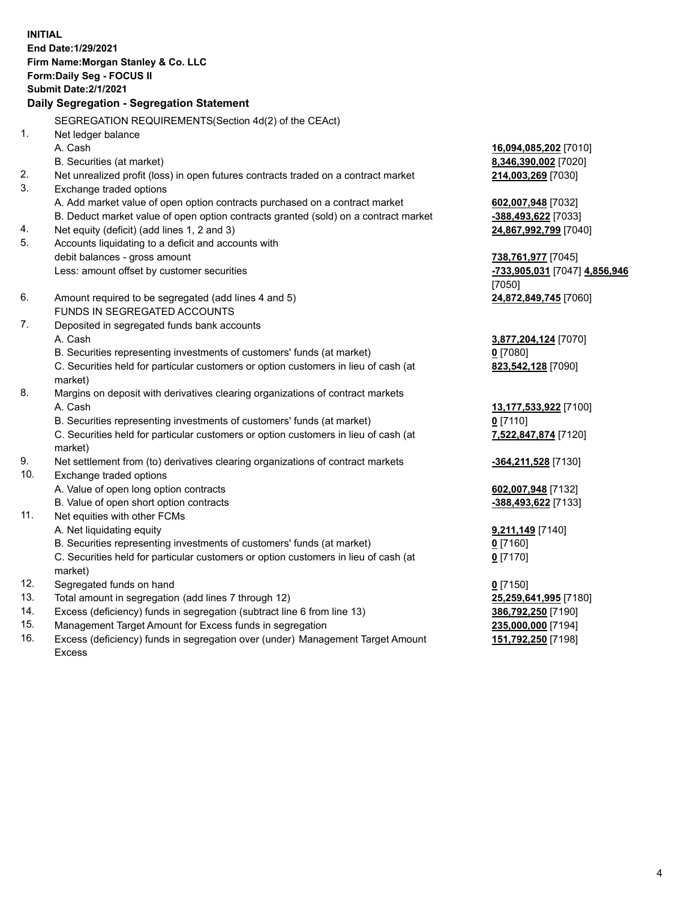**INITIAL**
**End Date:1/29/2021**
**Firm Name:Morgan Stanley & Co. LLC**
**Form:Daily Seg - FOCUS II**
**Submit Date:2/1/2021**

## Daily Segregation - Segregation Statement

SEGREGATION REQUIREMENTS(Section 4d(2) of the CEAct)

| | | |
|---|---|---|
| 1. | Net ledger balance | |
| | A. Cash | **16,094,085,202** [7010] |
| | B. Securities (at market) | **8,346,390,002** [7020] |
| 2. | Net unrealized profit (loss) in open futures contracts traded on a contract market | **214,003,269** [7030] |
| 3. | Exchange traded options | |
| | A. Add market value of open option contracts purchased on a contract market | **602,007,948** [7032] |
| | B. Deduct market value of open option contracts granted (sold) on a contract market | **-388,493,622** [7033] |
| 4. | Net equity (deficit) (add lines 1, 2 and 3) | **24,867,992,799** [7040] |
| 5. | Accounts liquidating to a deficit and accounts with debit balances - gross amount | **738,761,977** [7045] |
| | Less: amount offset by customer securities | **-733,905,031** [7047] **4,856,946** [7050] |
| 6. | Amount required to be segregated (add lines 4 and 5) | **24,872,849,745** [7060] |
| | FUNDS IN SEGREGATED ACCOUNTS | |
| 7. | Deposited in segregated funds bank accounts | |
| | A. Cash | **3,877,204,124** [7070] |
| | B. Securities representing investments of customers' funds (at market) | **0** [7080] |
| | C. Securities held for particular customers or option customers in lieu of cash (at market) | **823,542,128** [7090] |
| 8. | Margins on deposit with derivatives clearing organizations of contract markets | |
| | A. Cash | **13,177,533,922** [7100] |
| | B. Securities representing investments of customers' funds (at market) | **0** [7110] |
| | C. Securities held for particular customers or option customers in lieu of cash (at market) | **7,522,847,874** [7120] |
| 9. | Net settlement from (to) derivatives clearing organizations of contract markets | **-364,211,528** [7130] |
| 10. | Exchange traded options | |
| | A. Value of open long option contracts | **602,007,948** [7132] |
| | B. Value of open short option contracts | **-388,493,622** [7133] |
| 11. | Net equities with other FCMs | |
| | A. Net liquidating equity | **9,211,149** [7140] |
| | B. Securities representing investments of customers' funds (at market) | **0** [7160] |
| | C. Securities held for particular customers or option customers in lieu of cash (at market) | **0** [7170] |
| 12. | Segregated funds on hand | **0** [7150] |
| 13. | Total amount in segregation (add lines 7 through 12) | **25,259,641,995** [7180] |
| 14. | Excess (deficiency) funds in segregation (subtract line 6 from line 13) | **386,792,250** [7190] |
| 15. | Management Target Amount for Excess funds in segregation | **235,000,000** [7194] |
| 16. | Excess (deficiency) funds in segregation over (under) Management Target Amount Excess | **151,792,250** [7198] |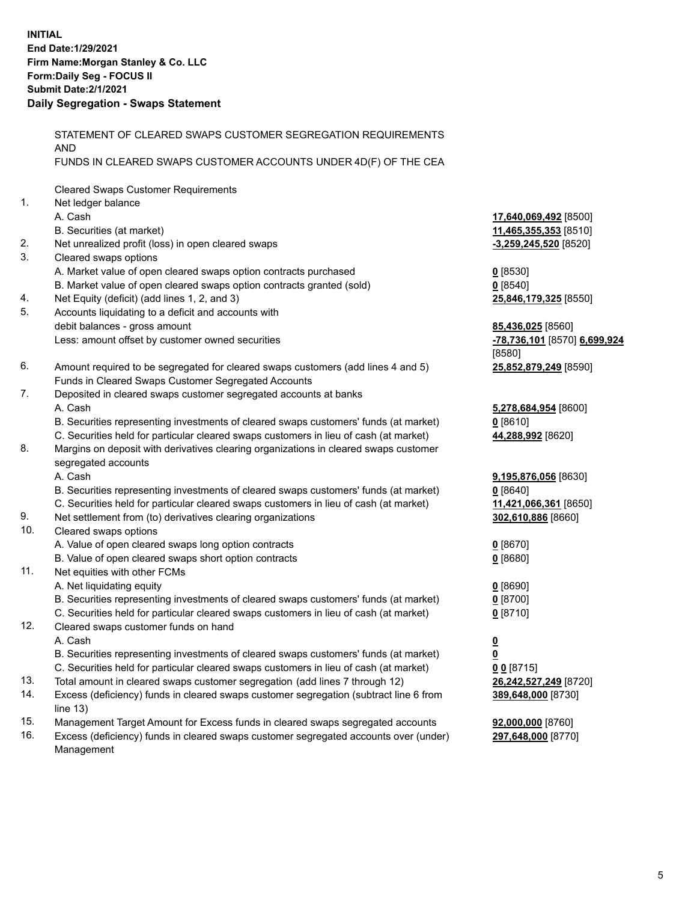**INITIAL**
**End Date:1/29/2021**
**Firm Name:Morgan Stanley & Co. LLC**
**Form:Daily Seg - FOCUS II**
**Submit Date:2/1/2021**
**Daily Segregation - Swaps Statement**

STATEMENT OF CLEARED SWAPS CUSTOMER SEGREGATION REQUIREMENTS AND
FUNDS IN CLEARED SWAPS CUSTOMER ACCOUNTS UNDER 4D(F) OF THE CEA

| | | |
|---|---|---|
| | Cleared Swaps Customer Requirements | |
| 1. | Net ledger balance | |
| | A. Cash | 17,640,069,492 [8500] |
| | B. Securities (at market) | 11,465,355,353 [8510] |
| 2. | Net unrealized profit (loss) in open cleared swaps | -3,259,245,520 [8520] |
| 3. | Cleared swaps options | |
| | A. Market value of open cleared swaps option contracts purchased | 0 [8530] |
| | B. Market value of open cleared swaps option contracts granted (sold) | 0 [8540] |
| 4. | Net Equity (deficit) (add lines 1, 2, and 3) | 25,846,179,325 [8550] |
| 5. | Accounts liquidating to a deficit and accounts with debit balances - gross amount | 85,436,025 [8560] |
| | Less: amount offset by customer owned securities | -78,736,101 [8570] 6,699,924 [8580] |
| 6. | Amount required to be segregated for cleared swaps customers (add lines 4 and 5) | 25,852,879,249 [8590] |
| | Funds in Cleared Swaps Customer Segregated Accounts | |
| 7. | Deposited in cleared swaps customer segregated accounts at banks | |
| | A. Cash | 5,278,684,954 [8600] |
| | B. Securities representing investments of cleared swaps customers' funds (at market) | 0 [8610] |
| | C. Securities held for particular cleared swaps customers in lieu of cash (at market) | 44,288,992 [8620] |
| 8. | Margins on deposit with derivatives clearing organizations in cleared swaps customer segregated accounts | |
| | A. Cash | 9,195,876,056 [8630] |
| | B. Securities representing investments of cleared swaps customers' funds (at market) | 0 [8640] |
| | C. Securities held for particular cleared swaps customers in lieu of cash (at market) | 11,421,066,361 [8650] |
| 9. | Net settlement from (to) derivatives clearing organizations | 302,610,886 [8660] |
| 10. | Cleared swaps options | |
| | A. Value of open cleared swaps long option contracts | 0 [8670] |
| | B. Value of open cleared swaps short option contracts | 0 [8680] |
| 11. | Net equities with other FCMs | |
| | A. Net liquidating equity | 0 [8690] |
| | B. Securities representing investments of cleared swaps customers' funds (at market) | 0 [8700] |
| | C. Securities held for particular cleared swaps customers in lieu of cash (at market) | 0 [8710] |
| 12. | Cleared swaps customer funds on hand | |
| | A. Cash | 0 |
| | B. Securities representing investments of cleared swaps customers' funds (at market) | 0 |
| | C. Securities held for particular cleared swaps customers in lieu of cash (at market) | 0 0 [8715] |
| 13. | Total amount in cleared swaps customer segregation (add lines 7 through 12) | 26,242,527,249 [8720] |
| 14. | Excess (deficiency) funds in cleared swaps customer segregation (subtract line 6 from line 13) | 389,648,000 [8730] |
| 15. | Management Target Amount for Excess funds in cleared swaps segregated accounts | 92,000,000 [8760] |
| 16. | Excess (deficiency) funds in cleared swaps customer segregated accounts over (under) Management | 297,648,000 [8770] |